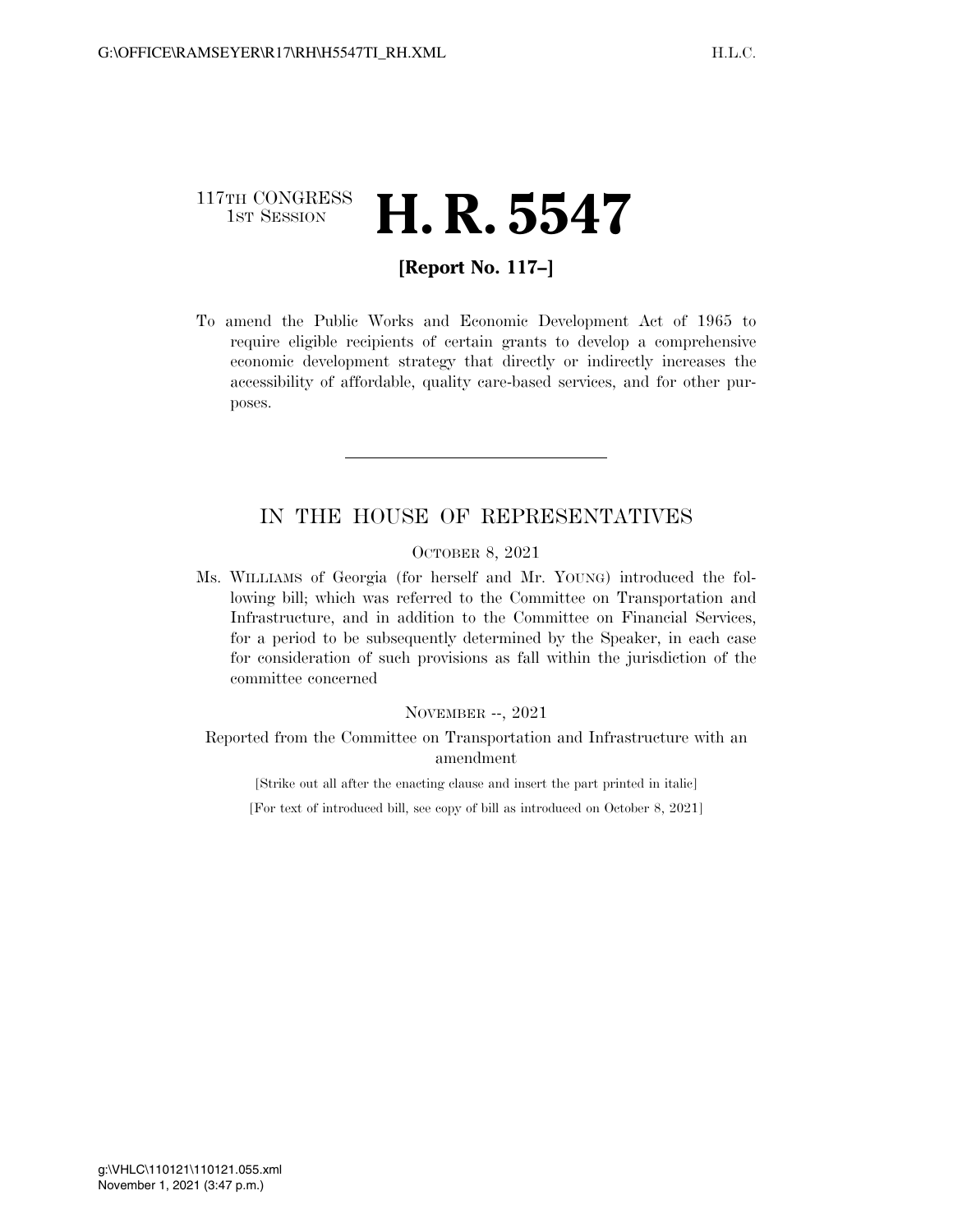117TH CONGRESS
1ST SESSION

# H. R. 5547

**[Report No. 117–]**

To amend the Public Works and Economic Development Act of 1965 to require eligible recipients of certain grants to develop a comprehensive economic development strategy that directly or indirectly increases the accessibility of affordable, quality care-based services, and for other purposes.

---

## IN THE HOUSE OF REPRESENTATIVES

OCTOBER 8, 2021

Ms. WILLIAMS of Georgia (for herself and Mr. YOUNG) introduced the following bill; which was referred to the Committee on Transportation and Infrastructure, and in addition to the Committee on Financial Services, for a period to be subsequently determined by the Speaker, in each case for consideration of such provisions as fall within the jurisdiction of the committee concerned

NOVEMBER --, 2021

Reported from the Committee on Transportation and Infrastructure with an amendment

[Strike out all after the enacting clause and insert the part printed in italic]

[For text of introduced bill, see copy of bill as introduced on October 8, 2021]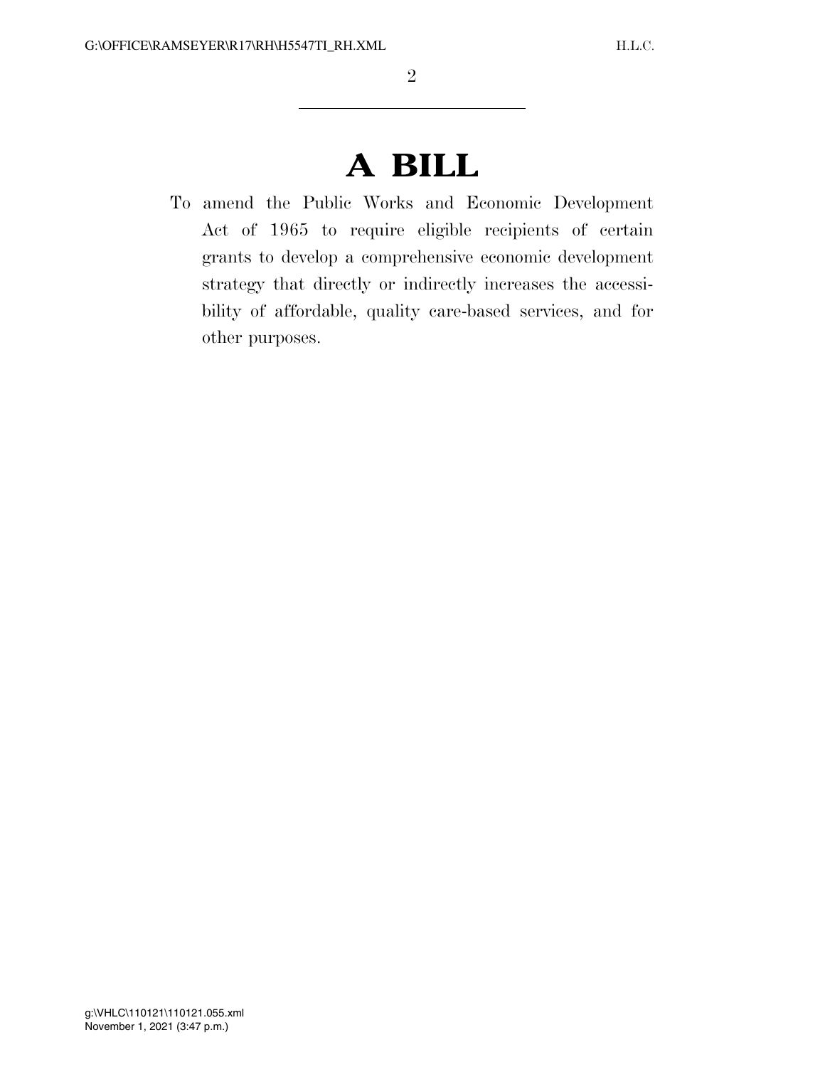# A BILL

To amend the Public Works and Economic Development Act of 1965 to require eligible recipients of certain grants to develop a comprehensive economic development strategy that directly or indirectly increases the accessibility of affordable, quality care-based services, and for other purposes.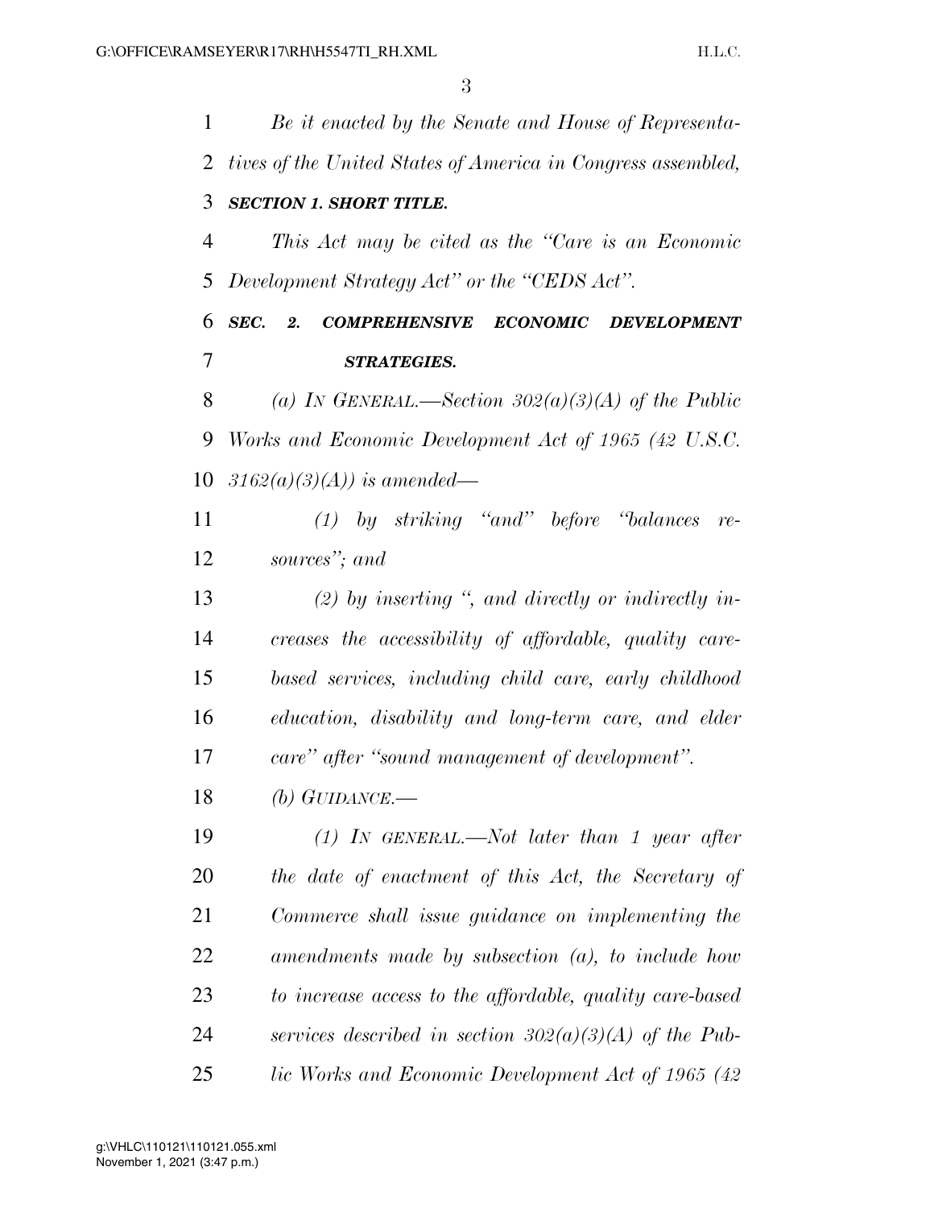*Be it enacted by the Senate and House of Representatives of the United States of America in Congress assembled,*

***SECTION 1. SHORT TITLE.***

*This Act may be cited as the "Care is an Economic Development Strategy Act" or the "CEDS Act".*

***SEC. 2. COMPREHENSIVE ECONOMIC DEVELOPMENT STRATEGIES.***

*(a) IN GENERAL.—Section 302(a)(3)(A) of the Public Works and Economic Development Act of 1965 (42 U.S.C. 3162(a)(3)(A)) is amended—*

*(1) by striking "and" before "balances resources"; and*

*(2) by inserting ", and directly or indirectly increases the accessibility of affordable, quality care-based services, including child care, early childhood education, disability and long-term care, and elder care" after "sound management of development".*

*(b) GUIDANCE.—*

*(1) IN GENERAL.—Not later than 1 year after the date of enactment of this Act, the Secretary of Commerce shall issue guidance on implementing the amendments made by subsection (a), to include how to increase access to the affordable, quality care-based services described in section 302(a)(3)(A) of the Public Works and Economic Development Act of 1965 (42*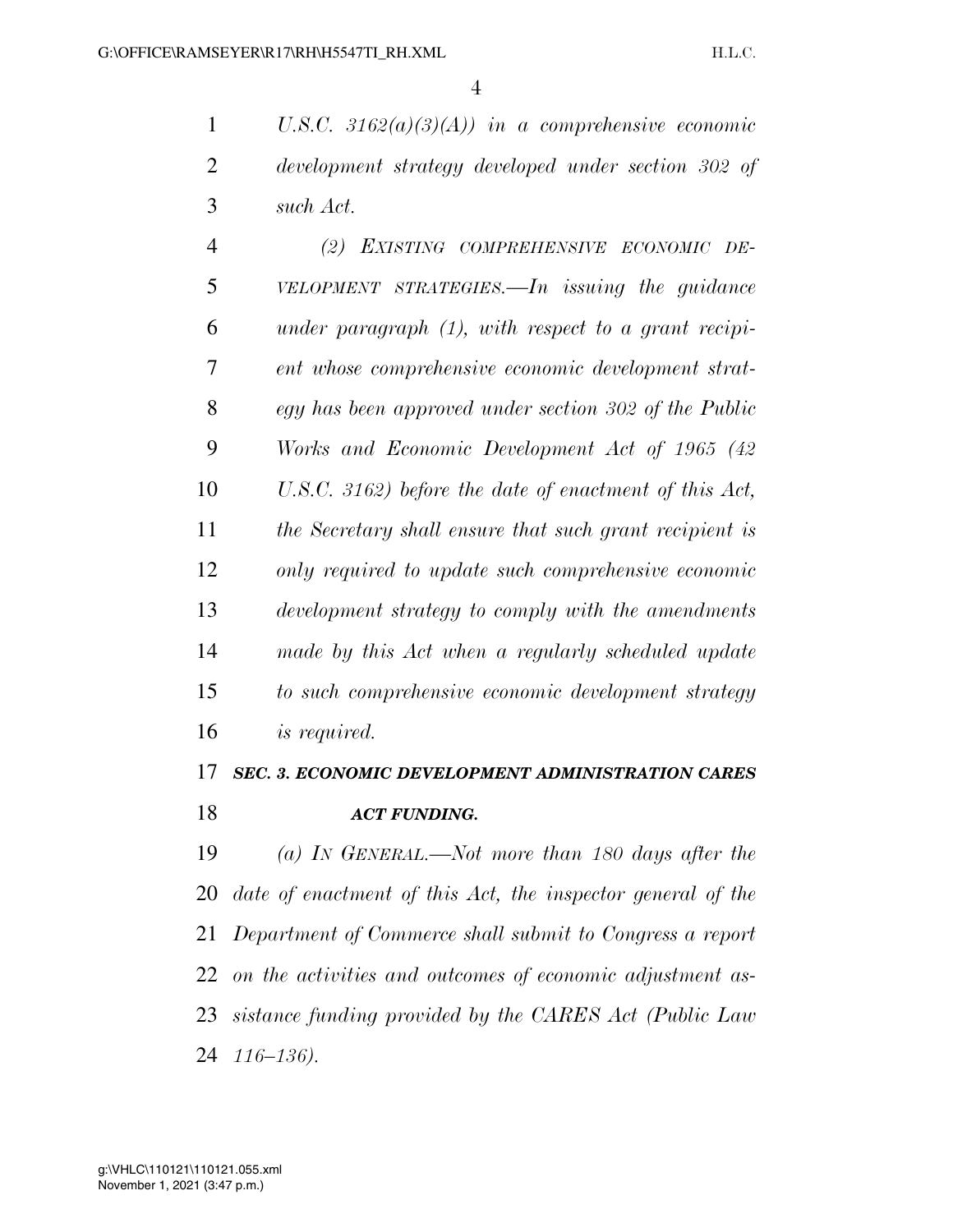*U.S.C. 3162(a)(3)(A)) in a comprehensive economic development strategy developed under section 302 of such Act.*

*(2) EXISTING COMPREHENSIVE ECONOMIC DEVELOPMENT STRATEGIES.—In issuing the guidance under paragraph (1), with respect to a grant recipient whose comprehensive economic development strategy has been approved under section 302 of the Public Works and Economic Development Act of 1965 (42 U.S.C. 3162) before the date of enactment of this Act, the Secretary shall ensure that such grant recipient is only required to update such comprehensive economic development strategy to comply with the amendments made by this Act when a regularly scheduled update to such comprehensive economic development strategy is required.*

### *SEC. 3. ECONOMIC DEVELOPMENT ADMINISTRATION CARES ACT FUNDING.*

*(a) IN GENERAL.—Not more than 180 days after the date of enactment of this Act, the inspector general of the Department of Commerce shall submit to Congress a report on the activities and outcomes of economic adjustment assistance funding provided by the CARES Act (Public Law 116–136).*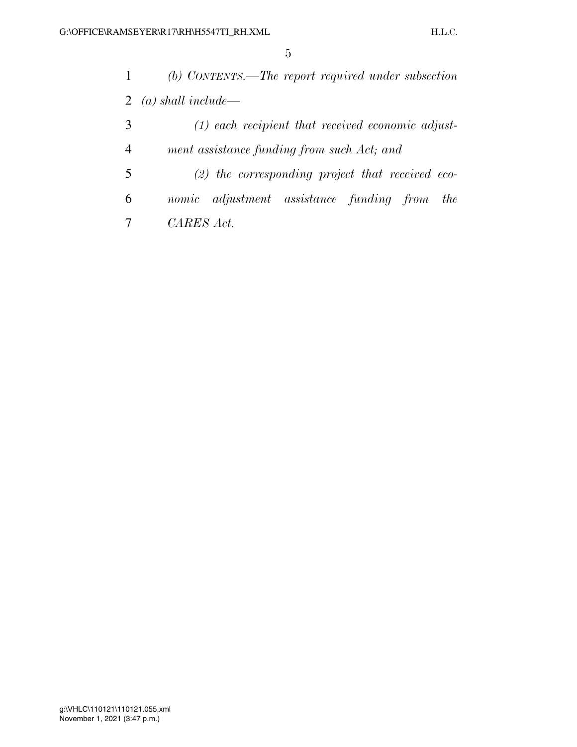*(b) CONTENTS.—The report required under subsection (a) shall include—*

*(1) each recipient that received economic adjustment assistance funding from such Act; and*

*(2) the corresponding project that received economic adjustment assistance funding from the CARES Act.*